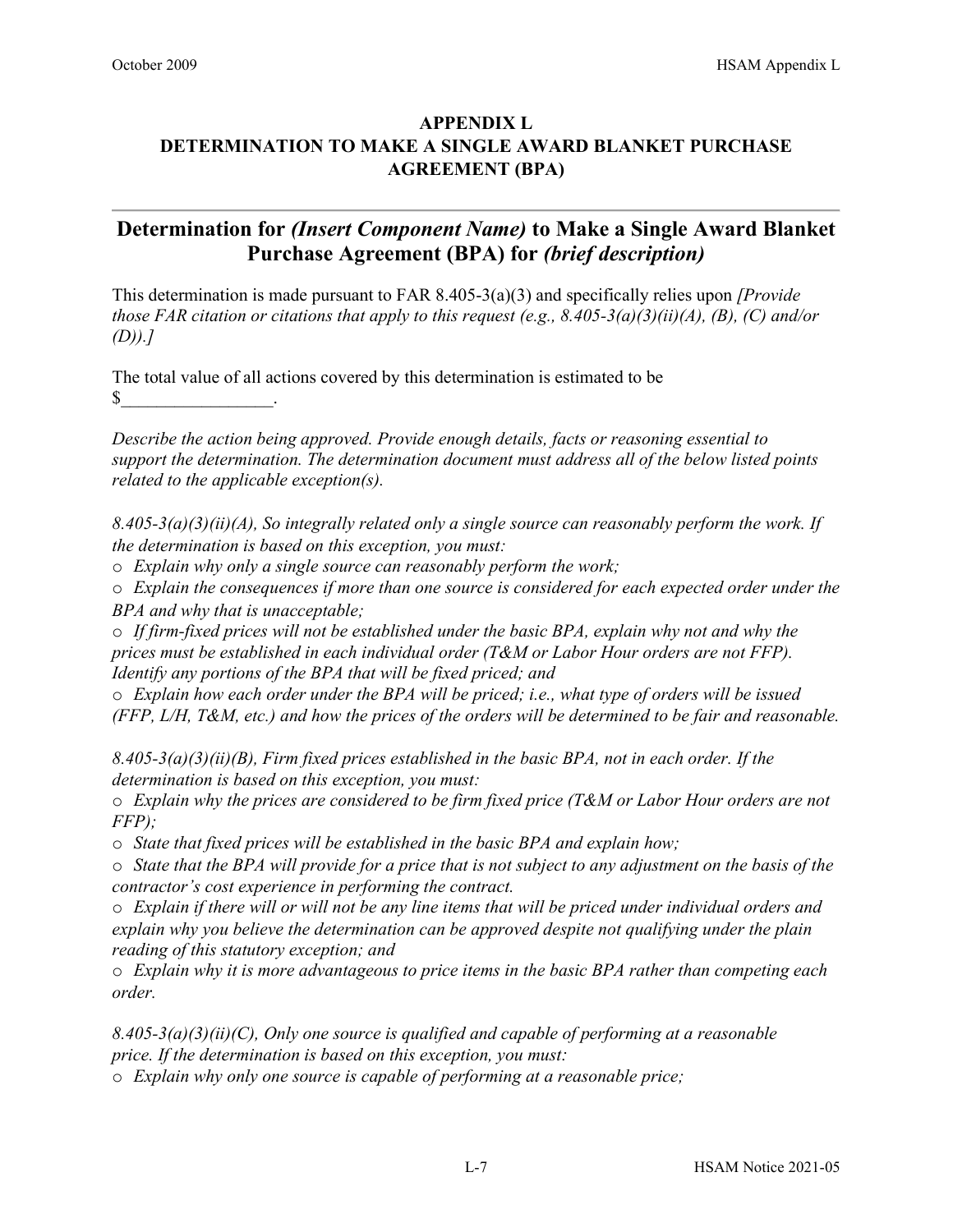# APPENDIX L
# DETERMINATION TO MAKE A SINGLE AWARD BLANKET PURCHASE AGREEMENT (BPA)

---

## Determination for *(Insert Component Name)* to Make a Single Award Blanket Purchase Agreement (BPA) for *(brief description)*

This determination is made pursuant to FAR 8.405-3(a)(3) and specifically relies upon *[Provide those FAR citation or citations that apply to this request (e.g., 8.405-3(a)(3)(ii)(A), (B), (C) and/or (D)).]*

The total value of all actions covered by this determination is estimated to be $_________________.

*Describe the action being approved. Provide enough details, facts or reasoning essential to support the determination. The determination document must address all of the below listed points related to the applicable exception(s).*

*8.405-3(a)(3)(ii)(A), So integrally related only a single source can reasonably perform the work. If the determination is based on this exception, you must:*

- *Explain why only a single source can reasonably perform the work;*
- *Explain the consequences if more than one source is considered for each expected order under the BPA and why that is unacceptable;*
- *If firm-fixed prices will not be established under the basic BPA, explain why not and why the prices must be established in each individual order (T&M or Labor Hour orders are not FFP). Identify any portions of the BPA that will be fixed priced; and*
- *Explain how each order under the BPA will be priced; i.e., what type of orders will be issued (FFP, L/H, T&M, etc.) and how the prices of the orders will be determined to be fair and reasonable.*

*8.405-3(a)(3)(ii)(B), Firm fixed prices established in the basic BPA, not in each order. If the determination is based on this exception, you must:*

- *Explain why the prices are considered to be firm fixed price (T&M or Labor Hour orders are not FFP);*
- *State that fixed prices will be established in the basic BPA and explain how;*
- *State that the BPA will provide for a price that is not subject to any adjustment on the basis of the contractor's cost experience in performing the contract.*
- *Explain if there will or will not be any line items that will be priced under individual orders and explain why you believe the determination can be approved despite not qualifying under the plain reading of this statutory exception; and*
- *Explain why it is more advantageous to price items in the basic BPA rather than competing each order.*

*8.405-3(a)(3)(ii)(C), Only one source is qualified and capable of performing at a reasonable price. If the determination is based on this exception, you must:*

- *Explain why only one source is capable of performing at a reasonable price;*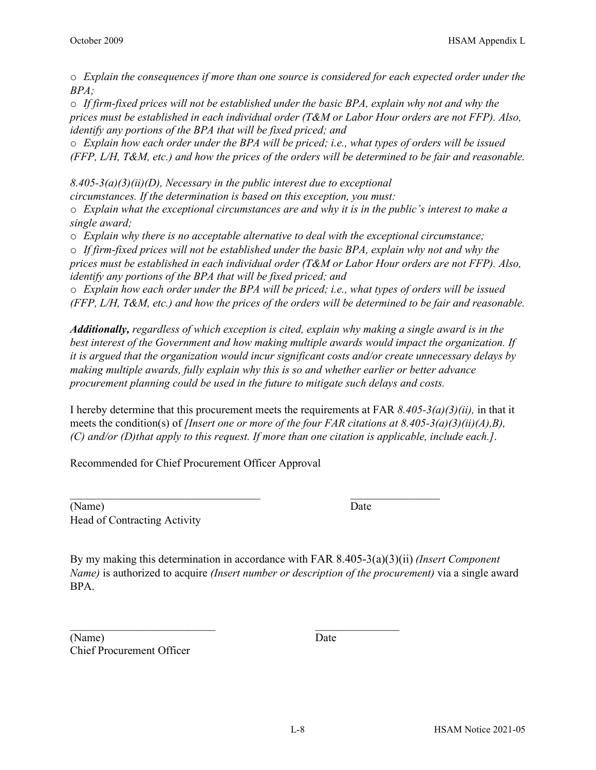o *Explain the consequences if more than one source is considered for each expected order under the BPA;*
o *If firm-fixed prices will not be established under the basic BPA, explain why not and why the prices must be established in each individual order (T&M or Labor Hour orders are not FFP). Also, identify any portions of the BPA that will be fixed priced; and*
o *Explain how each order under the BPA will be priced; i.e., what types of orders will be issued (FFP, L/H, T&M, etc.) and how the prices of the orders will be determined to be fair and reasonable.*

*8.405-3(a)(3)(ii)(D), Necessary in the public interest due to exceptional circumstances. If the determination is based on this exception, you must:*
o *Explain what the exceptional circumstances are and why it is in the public's interest to make a single award;*
o *Explain why there is no acceptable alternative to deal with the exceptional circumstance;*
o *If firm-fixed prices will not be established under the basic BPA, explain why not and why the prices must be established in each individual order (T&M or Labor Hour orders are not FFP). Also, identify any portions of the BPA that will be fixed priced; and*
o *Explain how each order under the BPA will be priced; i.e., what types of orders will be issued (FFP, L/H, T&M, etc.) and how the prices of the orders will be determined to be fair and reasonable.*

***Additionally,*** *regardless of which exception is cited, explain why making a single award is in the best interest of the Government and how making multiple awards would impact the organization. If it is argued that the organization would incur significant costs and/or create unnecessary delays by making multiple awards, fully explain why this is so and whether earlier or better advance procurement planning could be used in the future to mitigate such delays and costs.*

I hereby determine that this procurement meets the requirements at FAR *8.405-3(a)(3)(ii),* in that it meets the condition(s) of *[Insert one or more of the four FAR citations at 8.405-3(a)(3)(ii)(A),B), (C) and/or (D)that apply to this request. If more than one citation is applicable, include each.]*.

Recommended for Chief Procurement Officer Approval

\_\_\_\_\_\_\_\_\_\_\_\_\_\_\_\_\_\_\_\_\_\_\_\_\_\_\_\_\_\_\_\_\_\_ \_\_\_\_\_\_\_\_\_\_\_\_\_\_\_\_
(Name) Date
Head of Contracting Activity

By my making this determination in accordance with FAR 8.405-3(a)(3)(ii) *(Insert Component Name)* is authorized to acquire *(Insert number or description of the procurement)* via a single award BPA.

\_\_\_\_\_\_\_\_\_\_\_\_\_\_\_\_\_\_\_\_\_\_\_\_\_\_ \_\_\_\_\_\_\_\_\_\_\_\_\_\_\_
(Name) Date
Chief Procurement Officer